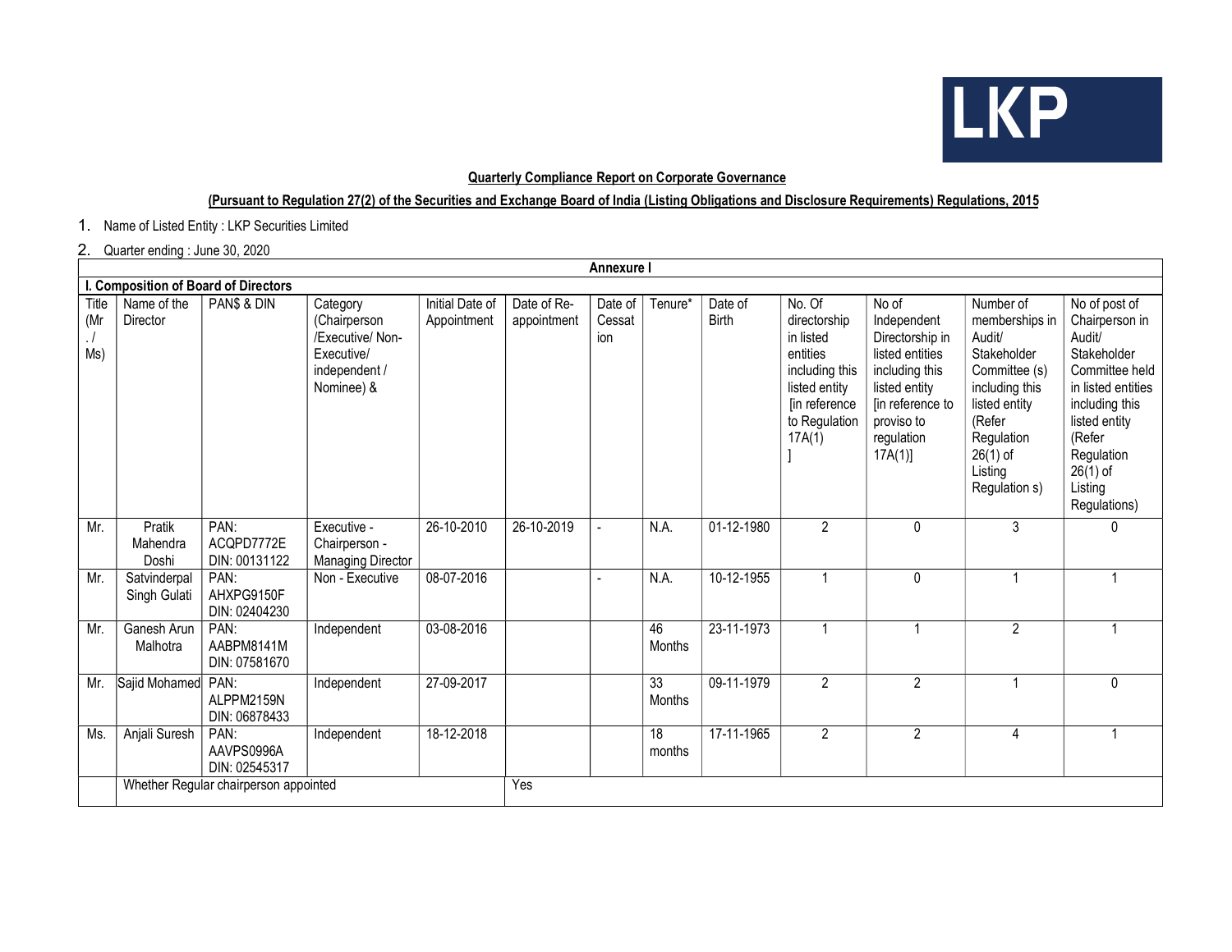LKP

**Quarterly Compliance Report on Corporate Governance**

**(Pursuant to Regulation 27(2) of the Securities and Exchange Board of India (Listing Obligations and Disclosure Requirements) Regulations, 2015**

1. Name of Listed Entity : LKP Securities Limited
2. Quarter ending : June 30, 2020

**Annexure I**

**I. Composition of Board of Directors**

| Title (Mr. / Ms) | Name of the Director | PAN$ & DIN | Category (Chairperson /Executive/ Non-Executive/ independent / Nominee) & | Initial Date of Appointment | Date of Re-appointment | Date of Cessation | Tenure* | Date of Birth | No. Of directorship in listed entities including this listed entity [in reference to Regulation 17A(1) ] | No of Independent Directorship in listed entities including this listed entity [in reference to proviso to regulation 17A(1)] | Number of memberships in Audit/ Stakeholder Committee (s) including this listed entity (Refer Regulation 26(1) of Listing Regulation s) | No of post of Chairperson in Audit/ Stakeholder Committee held in listed entities including this listed entity (Refer Regulation 26(1) of Listing Regulations) |
|---|---|---|---|---|---|---|---|---|---|---|---|---|
| Mr. | Pratik Mahendra Doshi | PAN: ACQPD7772E DIN: 00131122 | Executive - Chairperson - Managing Director | 26-10-2010 | 26-10-2019 | - | N.A. | 01-12-1980 | 2 | 0 | 3 | 0 |
| Mr. | Satvinderpal Singh Gulati | PAN: AHXPG9150F DIN: 02404230 | Non - Executive | 08-07-2016 | | - | N.A. | 10-12-1955 | 1 | 0 | 1 | 1 |
| Mr. | Ganesh Arun Malhotra | PAN: AABPM8141M DIN: 07581670 | Independent | 03-08-2016 | | | 46 Months | 23-11-1973 | 1 | 1 | 2 | 1 |
| Mr. | Sajid Mohamed | PAN: ALPPM2159N DIN: 06878433 | Independent | 27-09-2017 | | | 33 Months | 09-11-1979 | 2 | 2 | 1 | 0 |
| Ms. | Anjali Suresh | PAN: AAVPS0996A DIN: 02545317 | Independent | 18-12-2018 | | | 18 months | 17-11-1965 | 2 | 2 | 4 | 1 |
| | Whether Regular chairperson appointed | | | | Yes | | | | | | | |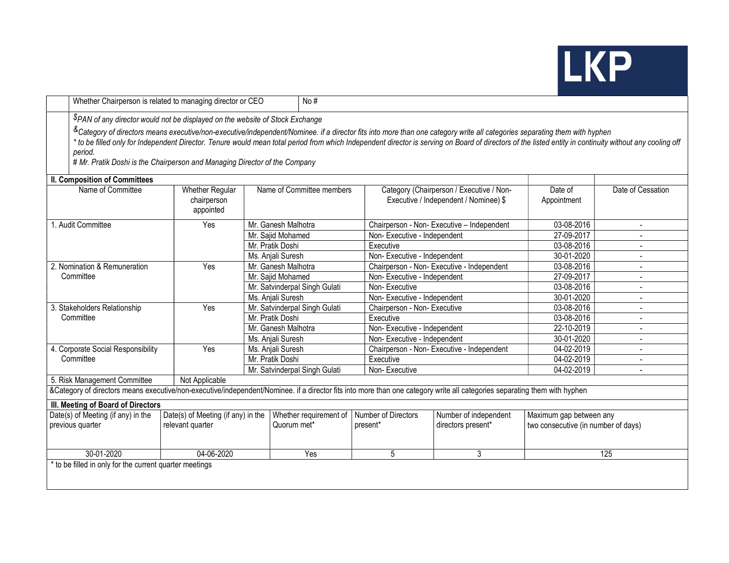| Whether Chairperson is related to managing director or CEO | No # |
|---|---|

$PAN of any director would not be displayed on the website of Stock Exchange

&Category of directors means executive/non-executive/independent/Nominee. if a director fits into more than one category write all categories separating them with hyphen

* to be filled only for Independent Director. Tenure would mean total period from which Independent director is serving on Board of directors of the listed entity in continuity without any cooling off period.

# Mr. Pratik Doshi is the Chairperson and Managing Director of the Company

**II. Composition of Committees**

| Name of Committee | Whether Regular chairperson appointed | Name of Committee members | Category (Chairperson / Executive / Non-Executive / Independent / Nominee) $ | Date of Appointment | Date of Cessation |
|---|---|---|---|---|---|
| 1. Audit Committee | Yes | Mr. Ganesh Malhotra | Chairperson - Non- Executive – Independent | 03-08-2016 | - |
| | | Mr. Sajid Mohamed | Non- Executive - Independent | 27-09-2017 | - |
| | | Mr. Pratik Doshi | Executive | 03-08-2016 | - |
| | | Ms. Anjali Suresh | Non- Executive - Independent | 30-01-2020 | - |
| 2. Nomination & Remuneration Committee | Yes | Mr. Ganesh Malhotra | Chairperson - Non- Executive - Independent | 03-08-2016 | - |
| | | Mr. Sajid Mohamed | Non- Executive - Independent | 27-09-2017 | - |
| | | Mr. Satvinderpal Singh Gulati | Non- Executive | 03-08-2016 | - |
| | | Ms. Anjali Suresh | Non- Executive - Independent | 30-01-2020 | - |
| 3. Stakeholders Relationship Committee | Yes | Mr. Satvinderpal Singh Gulati | Chairperson - Non- Executive | 03-08-2016 | - |
| | | Mr. Pratik Doshi | Executive | 03-08-2016 | - |
| | | Mr. Ganesh Malhotra | Non- Executive - Independent | 22-10-2019 | - |
| | | Ms. Anjali Suresh | Non- Executive - Independent | 30-01-2020 | - |
| 4. Corporate Social Responsibility Committee | Yes | Ms. Anjali Suresh | Chairperson - Non- Executive - Independent | 04-02-2019 | - |
| | | Mr. Pratik Doshi | Executive | 04-02-2019 | - |
| | | Mr. Satvinderpal Singh Gulati | Non- Executive | 04-02-2019 | - |
| 5. Risk Management Committee | Not Applicable | | | | |

&Category of directors means executive/non-executive/independent/Nominee. if a director fits into more than one category write all categories separating them with hyphen

**III. Meeting of Board of Directors**

| Date(s) of Meeting (if any) in the previous quarter | Date(s) of Meeting (if any) in the relevant quarter | Whether requirement of Quorum met* | Number of Directors present* | Number of independent directors present* | Maximum gap between any two consecutive (in number of days) |
|---|---|---|---|---|---|
| 30-01-2020 | 04-06-2020 | Yes | 5 | 3 | 125 |

* to be filled in only for the current quarter meetings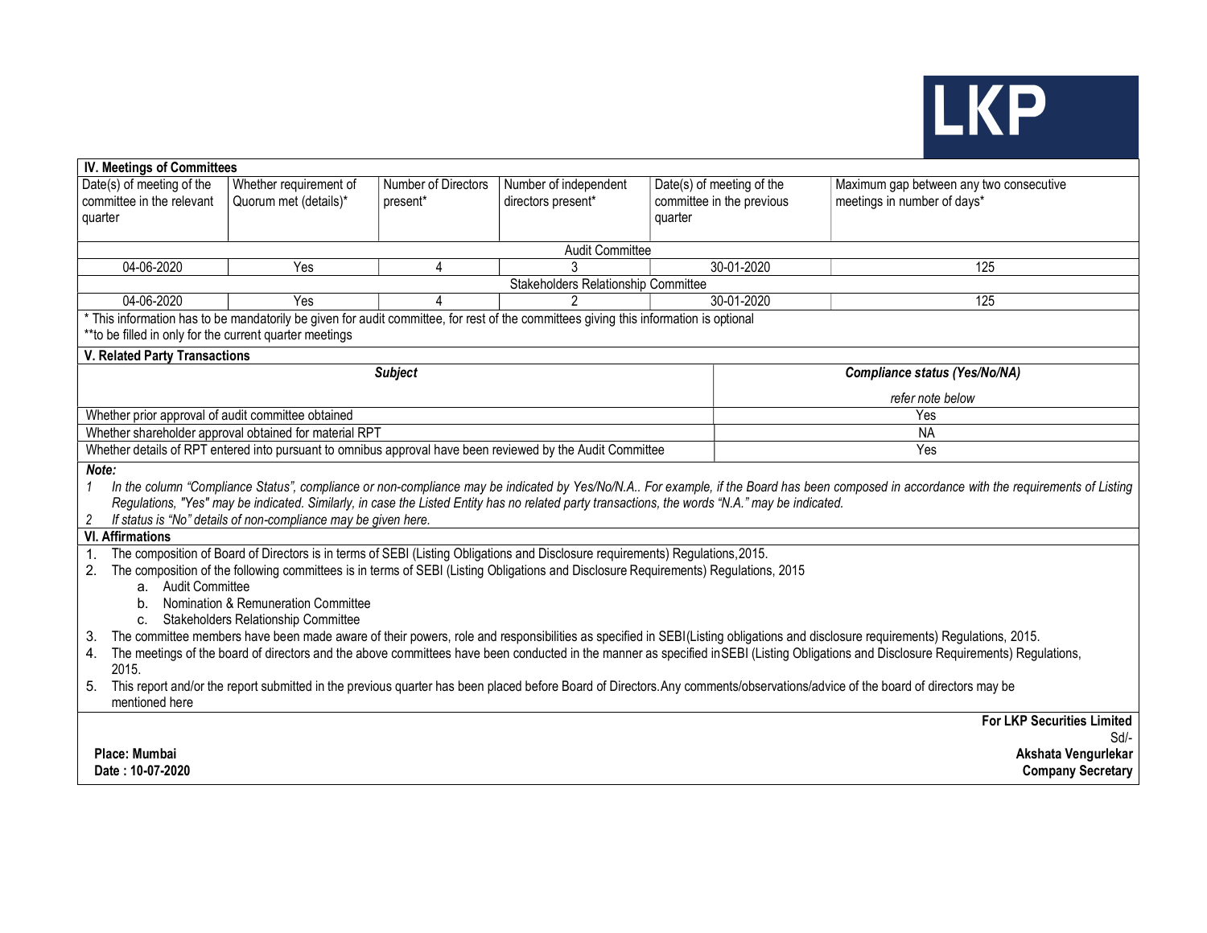LKP

## IV. Meetings of Committees

| Date(s) of meeting of the committee in the relevant quarter | Whether requirement of Quorum met (details)* | Number of Directors present* | Number of independent directors present* | Date(s) of meeting of the committee in the previous quarter | Maximum gap between any two consecutive meetings in number of days* |
|---|---|---|---|---|---|
| Audit Committee | | | | | |
| 04-06-2020 | Yes | 4 | 3 | 30-01-2020 | 125 |
| Stakeholders Relationship Committee | | | | | |
| 04-06-2020 | Yes | 4 | 2 | 30-01-2020 | 125 |

\* This information has to be mandatorily be given for audit committee, for rest of the committees giving this information is optional

**to be filled in only for the current quarter meetings

## V. Related Party Transactions

| ***Subject*** | ***Compliance status (Yes/No/NA)*** *refer note below* |
|---|---|
| Whether prior approval of audit committee obtained | Yes |
| Whether shareholder approval obtained for material RPT | NA |
| Whether details of RPT entered into pursuant to omnibus approval have been reviewed by the Audit Committee | Yes |

***Note:***

1. *In the column "Compliance Status", compliance or non-compliance may be indicated by Yes/No/N.A.. For example, if the Board has been composed in accordance with the requirements of Listing Regulations, "Yes" may be indicated. Similarly, in case the Listed Entity has no related party transactions, the words "N.A." may be indicated.*
2. *If status is "No" details of non-compliance may be given here.*

## VI. Affirmations

1. The composition of Board of Directors is in terms of SEBI (Listing Obligations and Disclosure requirements) Regulations,2015.
2. The composition of the following committees is in terms of SEBI (Listing Obligations and Disclosure Requirements) Regulations, 2015
   a. Audit Committee
   b. Nomination & Remuneration Committee
   c. Stakeholders Relationship Committee
3. The committee members have been made aware of their powers, role and responsibilities as specified in SEBI(Listing obligations and disclosure requirements) Regulations, 2015.
4. The meetings of the board of directors and the above committees have been conducted in the manner as specified inSEBI (Listing Obligations and Disclosure Requirements) Regulations, 2015.
5. This report and/or the report submitted in the previous quarter has been placed before Board of Directors.Any comments/observations/advice of the board of directors may be mentioned here

**For LKP Securities Limited**

Sd/-

**Akshata Vengurlekar**

**Company Secretary**

**Place: Mumbai**

**Date : 10-07-2020**